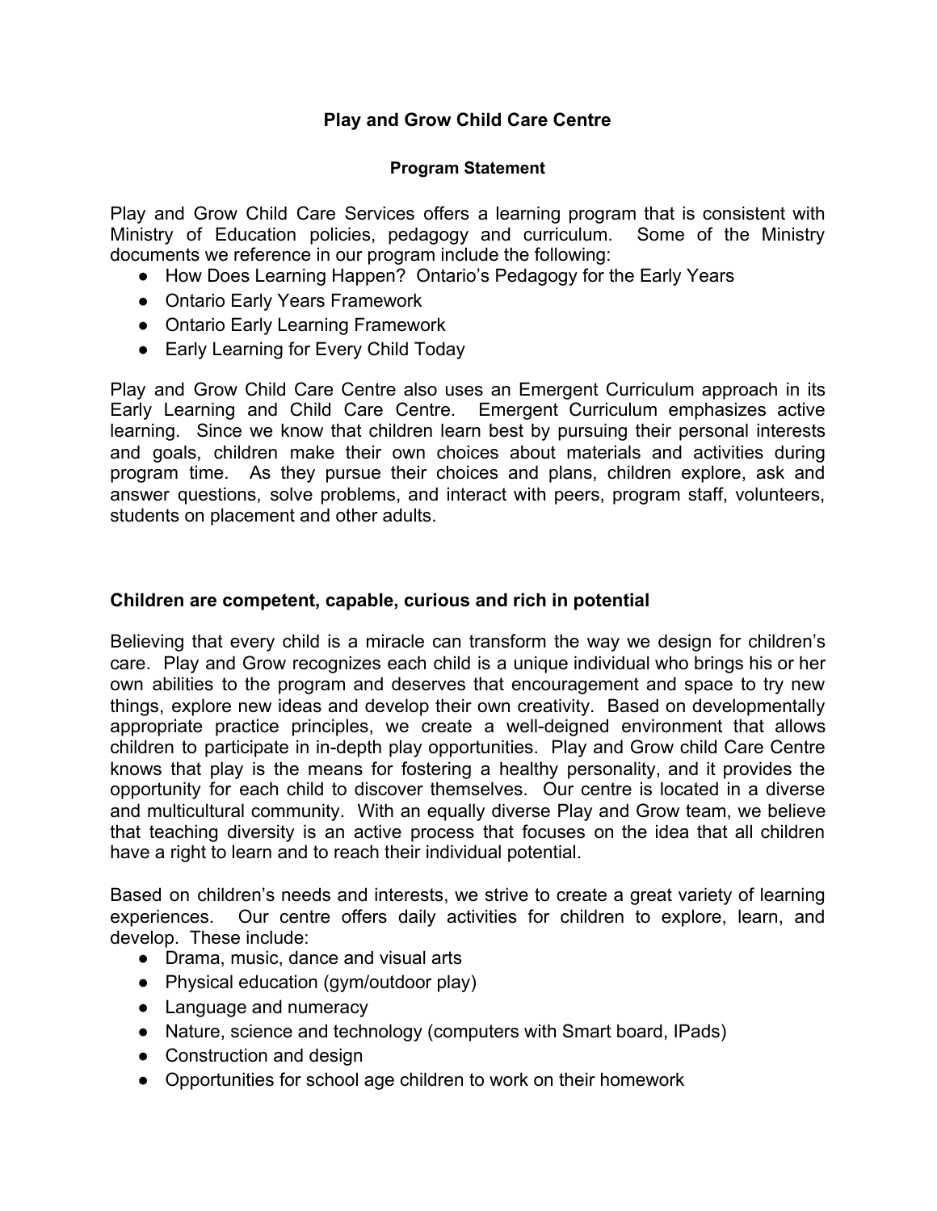# Play and Grow Child Care Centre

## Program Statement

Play and Grow Child Care Services offers a learning program that is consistent with Ministry of Education policies, pedagogy and curriculum. Some of the Ministry documents we reference in our program include the following:

- How Does Learning Happen? Ontario's Pedagogy for the Early Years
- Ontario Early Years Framework
- Ontario Early Learning Framework
- Early Learning for Every Child Today

Play and Grow Child Care Centre also uses an Emergent Curriculum approach in its Early Learning and Child Care Centre. Emergent Curriculum emphasizes active learning. Since we know that children learn best by pursuing their personal interests and goals, children make their own choices about materials and activities during program time. As they pursue their choices and plans, children explore, ask and answer questions, solve problems, and interact with peers, program staff, volunteers, students on placement and other adults.

### Children are competent, capable, curious and rich in potential

Believing that every child is a miracle can transform the way we design for children's care. Play and Grow recognizes each child is a unique individual who brings his or her own abilities to the program and deserves that encouragement and space to try new things, explore new ideas and develop their own creativity. Based on developmentally appropriate practice principles, we create a well-deigned environment that allows children to participate in in-depth play opportunities. Play and Grow child Care Centre knows that play is the means for fostering a healthy personality, and it provides the opportunity for each child to discover themselves. Our centre is located in a diverse and multicultural community. With an equally diverse Play and Grow team, we believe that teaching diversity is an active process that focuses on the idea that all children have a right to learn and to reach their individual potential.

Based on children's needs and interests, we strive to create a great variety of learning experiences. Our centre offers daily activities for children to explore, learn, and develop. These include:

- Drama, music, dance and visual arts
- Physical education (gym/outdoor play)
- Language and numeracy
- Nature, science and technology (computers with Smart board, IPads)
- Construction and design
- Opportunities for school age children to work on their homework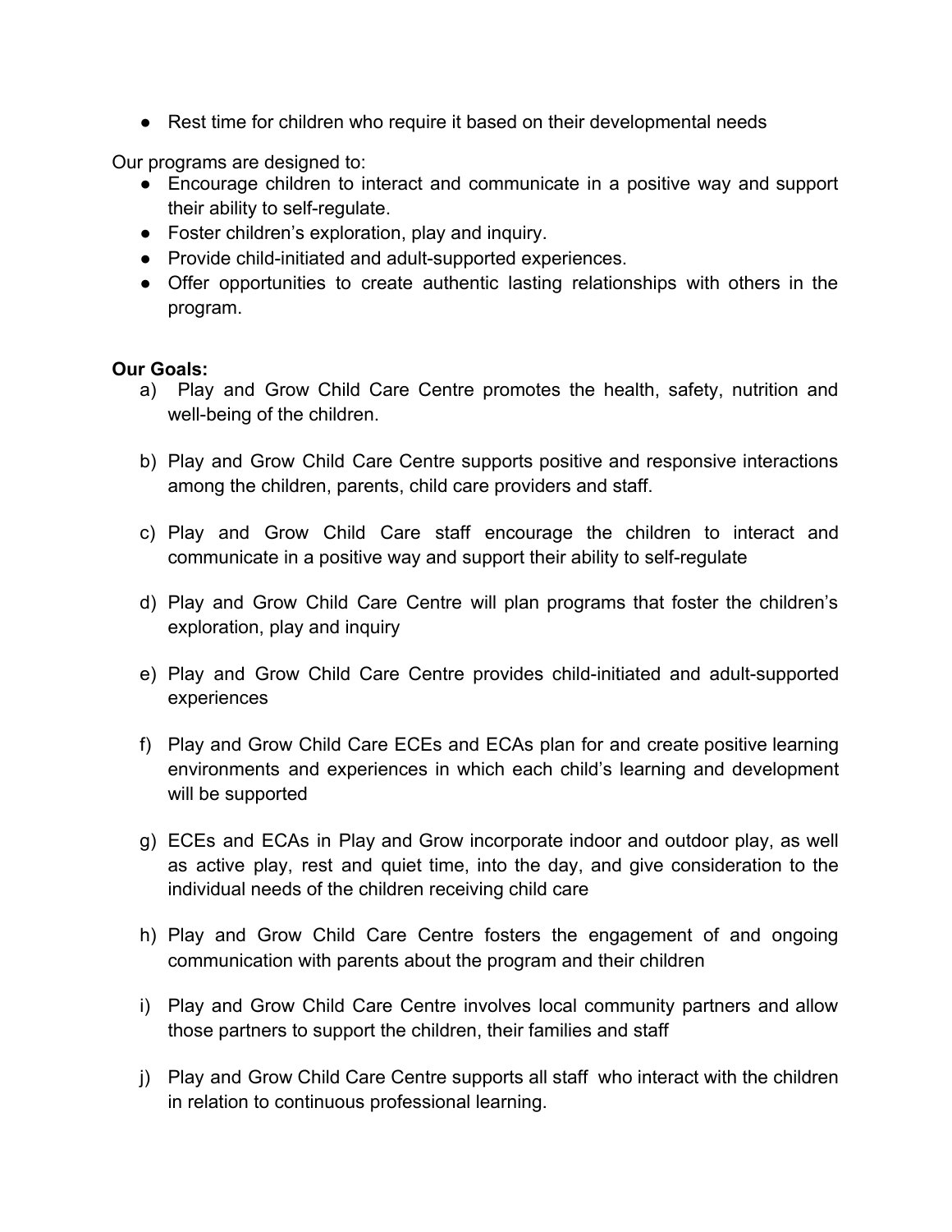- Rest time for children who require it based on their developmental needs

Our programs are designed to:

- Encourage children to interact and communicate in a positive way and support their ability to self-regulate.
- Foster children's exploration, play and inquiry.
- Provide child-initiated and adult-supported experiences.
- Offer opportunities to create authentic lasting relationships with others in the program.

**Our Goals:**

a) Play and Grow Child Care Centre promotes the health, safety, nutrition and well-being of the children.

b) Play and Grow Child Care Centre supports positive and responsive interactions among the children, parents, child care providers and staff.

c) Play and Grow Child Care staff encourage the children to interact and communicate in a positive way and support their ability to self-regulate

d) Play and Grow Child Care Centre will plan programs that foster the children's exploration, play and inquiry

e) Play and Grow Child Care Centre provides child-initiated and adult-supported experiences

f) Play and Grow Child Care ECEs and ECAs plan for and create positive learning environments and experiences in which each child's learning and development will be supported

g) ECEs and ECAs in Play and Grow incorporate indoor and outdoor play, as well as active play, rest and quiet time, into the day, and give consideration to the individual needs of the children receiving child care

h) Play and Grow Child Care Centre fosters the engagement of and ongoing communication with parents about the program and their children

i) Play and Grow Child Care Centre involves local community partners and allow those partners to support the children, their families and staff

j) Play and Grow Child Care Centre supports all staff who interact with the children in relation to continuous professional learning.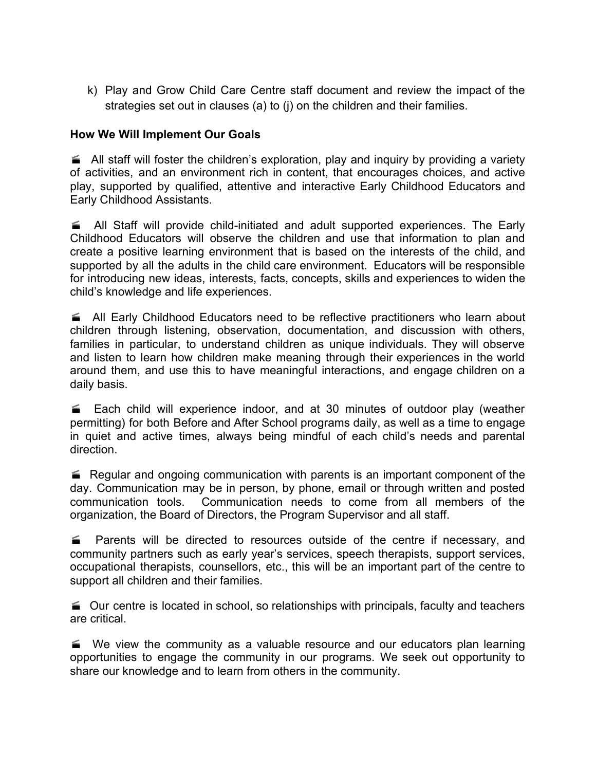k) Play and Grow Child Care Centre staff document and review the impact of the strategies set out in clauses (a) to (j) on the children and their families.

**How We Will Implement Our Goals**

- All staff will foster the children's exploration, play and inquiry by providing a variety of activities, and an environment rich in content, that encourages choices, and active play, supported by qualified, attentive and interactive Early Childhood Educators and Early Childhood Assistants.

- All Staff will provide child-initiated and adult supported experiences. The Early Childhood Educators will observe the children and use that information to plan and create a positive learning environment that is based on the interests of the child, and supported by all the adults in the child care environment. Educators will be responsible for introducing new ideas, interests, facts, concepts, skills and experiences to widen the child's knowledge and life experiences.

- All Early Childhood Educators need to be reflective practitioners who learn about children through listening, observation, documentation, and discussion with others, families in particular, to understand children as unique individuals. They will observe and listen to learn how children make meaning through their experiences in the world around them, and use this to have meaningful interactions, and engage children on a daily basis.

- Each child will experience indoor, and at 30 minutes of outdoor play (weather permitting) for both Before and After School programs daily, as well as a time to engage in quiet and active times, always being mindful of each child's needs and parental direction.

- Regular and ongoing communication with parents is an important component of the day. Communication may be in person, by phone, email or through written and posted communication tools. Communication needs to come from all members of the organization, the Board of Directors, the Program Supervisor and all staff.

- Parents will be directed to resources outside of the centre if necessary, and community partners such as early year's services, speech therapists, support services, occupational therapists, counsellors, etc., this will be an important part of the centre to support all children and their families.

- Our centre is located in school, so relationships with principals, faculty and teachers are critical.

- We view the community as a valuable resource and our educators plan learning opportunities to engage the community in our programs. We seek out opportunity to share our knowledge and to learn from others in the community.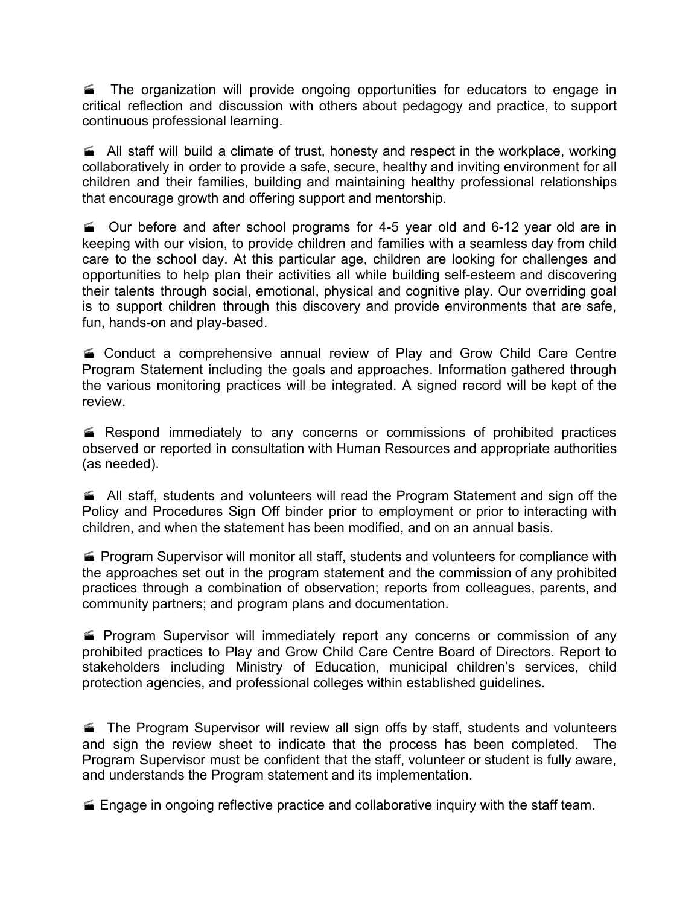- The organization will provide ongoing opportunities for educators to engage in critical reflection and discussion with others about pedagogy and practice, to support continuous professional learning.

- All staff will build a climate of trust, honesty and respect in the workplace, working collaboratively in order to provide a safe, secure, healthy and inviting environment for all children and their families, building and maintaining healthy professional relationships that encourage growth and offering support and mentorship.

- Our before and after school programs for 4-5 year old and 6-12 year old are in keeping with our vision, to provide children and families with a seamless day from child care to the school day. At this particular age, children are looking for challenges and opportunities to help plan their activities all while building self-esteem and discovering their talents through social, emotional, physical and cognitive play. Our overriding goal is to support children through this discovery and provide environments that are safe, fun, hands-on and play-based.

- Conduct a comprehensive annual review of Play and Grow Child Care Centre Program Statement including the goals and approaches. Information gathered through the various monitoring practices will be integrated. A signed record will be kept of the review.

- Respond immediately to any concerns or commissions of prohibited practices observed or reported in consultation with Human Resources and appropriate authorities (as needed).

- All staff, students and volunteers will read the Program Statement and sign off the Policy and Procedures Sign Off binder prior to employment or prior to interacting with children, and when the statement has been modified, and on an annual basis.

- Program Supervisor will monitor all staff, students and volunteers for compliance with the approaches set out in the program statement and the commission of any prohibited practices through a combination of observation; reports from colleagues, parents, and community partners; and program plans and documentation.

- Program Supervisor will immediately report any concerns or commission of any prohibited practices to Play and Grow Child Care Centre Board of Directors. Report to stakeholders including Ministry of Education, municipal children's services, child protection agencies, and professional colleges within established guidelines.

- The Program Supervisor will review all sign offs by staff, students and volunteers and sign the review sheet to indicate that the process has been completed. The Program Supervisor must be confident that the staff, volunteer or student is fully aware, and understands the Program statement and its implementation.

- Engage in ongoing reflective practice and collaborative inquiry with the staff team.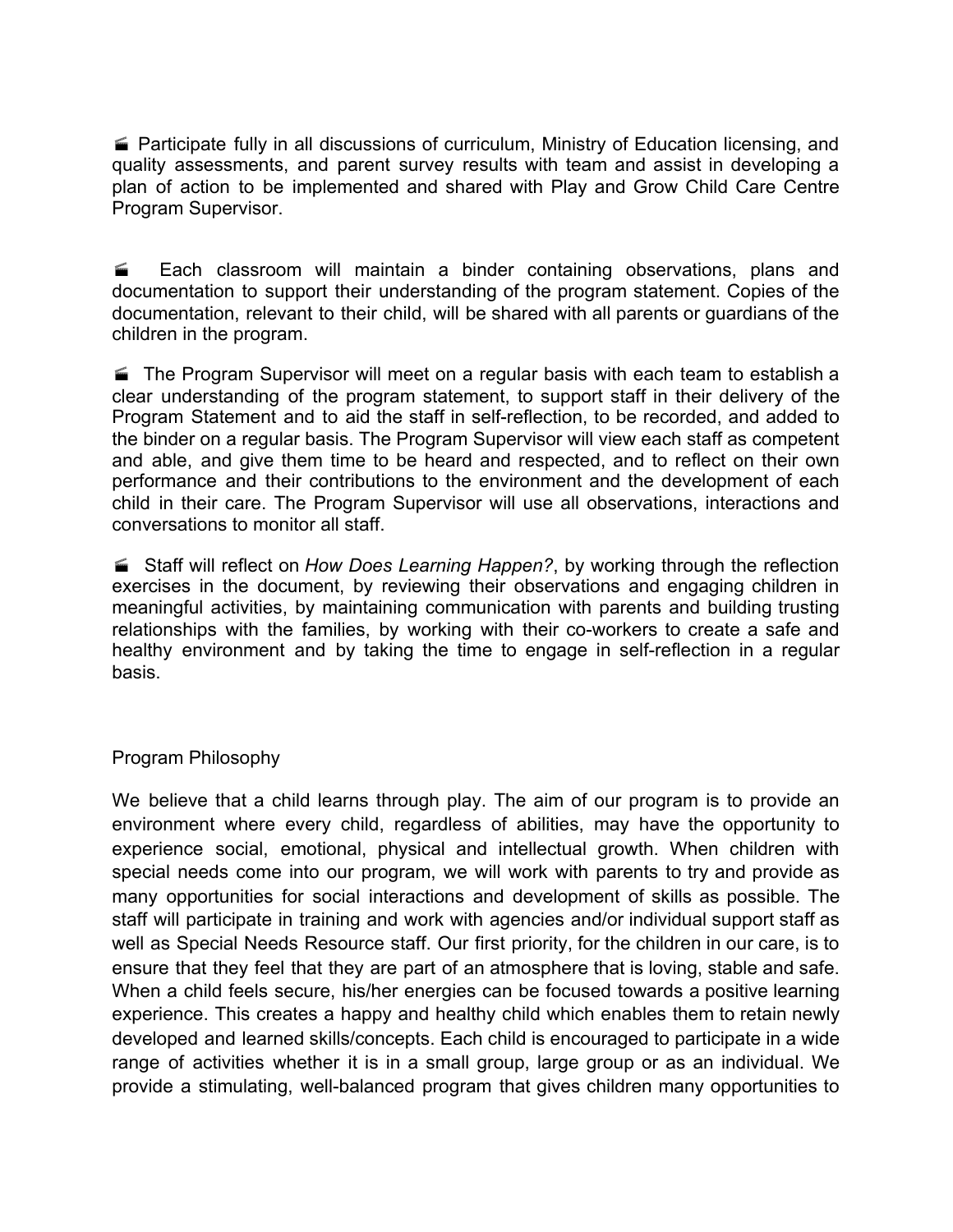- Participate fully in all discussions of curriculum, Ministry of Education licensing, and quality assessments, and parent survey results with team and assist in developing a plan of action to be implemented and shared with Play and Grow Child Care Centre Program Supervisor.

- Each classroom will maintain a binder containing observations, plans and documentation to support their understanding of the program statement. Copies of the documentation, relevant to their child, will be shared with all parents or guardians of the children in the program.

- The Program Supervisor will meet on a regular basis with each team to establish a clear understanding of the program statement, to support staff in their delivery of the Program Statement and to aid the staff in self-reflection, to be recorded, and added to the binder on a regular basis. The Program Supervisor will view each staff as competent and able, and give them time to be heard and respected, and to reflect on their own performance and their contributions to the environment and the development of each child in their care. The Program Supervisor will use all observations, interactions and conversations to monitor all staff.

- Staff will reflect on *How Does Learning Happen?*, by working through the reflection exercises in the document, by reviewing their observations and engaging children in meaningful activities, by maintaining communication with parents and building trusting relationships with the families, by working with their co-workers to create a safe and healthy environment and by taking the time to engage in self-reflection in a regular basis.

## Program Philosophy

We believe that a child learns through play. The aim of our program is to provide an environment where every child, regardless of abilities, may have the opportunity to experience social, emotional, physical and intellectual growth. When children with special needs come into our program, we will work with parents to try and provide as many opportunities for social interactions and development of skills as possible. The staff will participate in training and work with agencies and/or individual support staff as well as Special Needs Resource staff. Our first priority, for the children in our care, is to ensure that they feel that they are part of an atmosphere that is loving, stable and safe. When a child feels secure, his/her energies can be focused towards a positive learning experience. This creates a happy and healthy child which enables them to retain newly developed and learned skills/concepts. Each child is encouraged to participate in a wide range of activities whether it is in a small group, large group or as an individual. We provide a stimulating, well-balanced program that gives children many opportunities to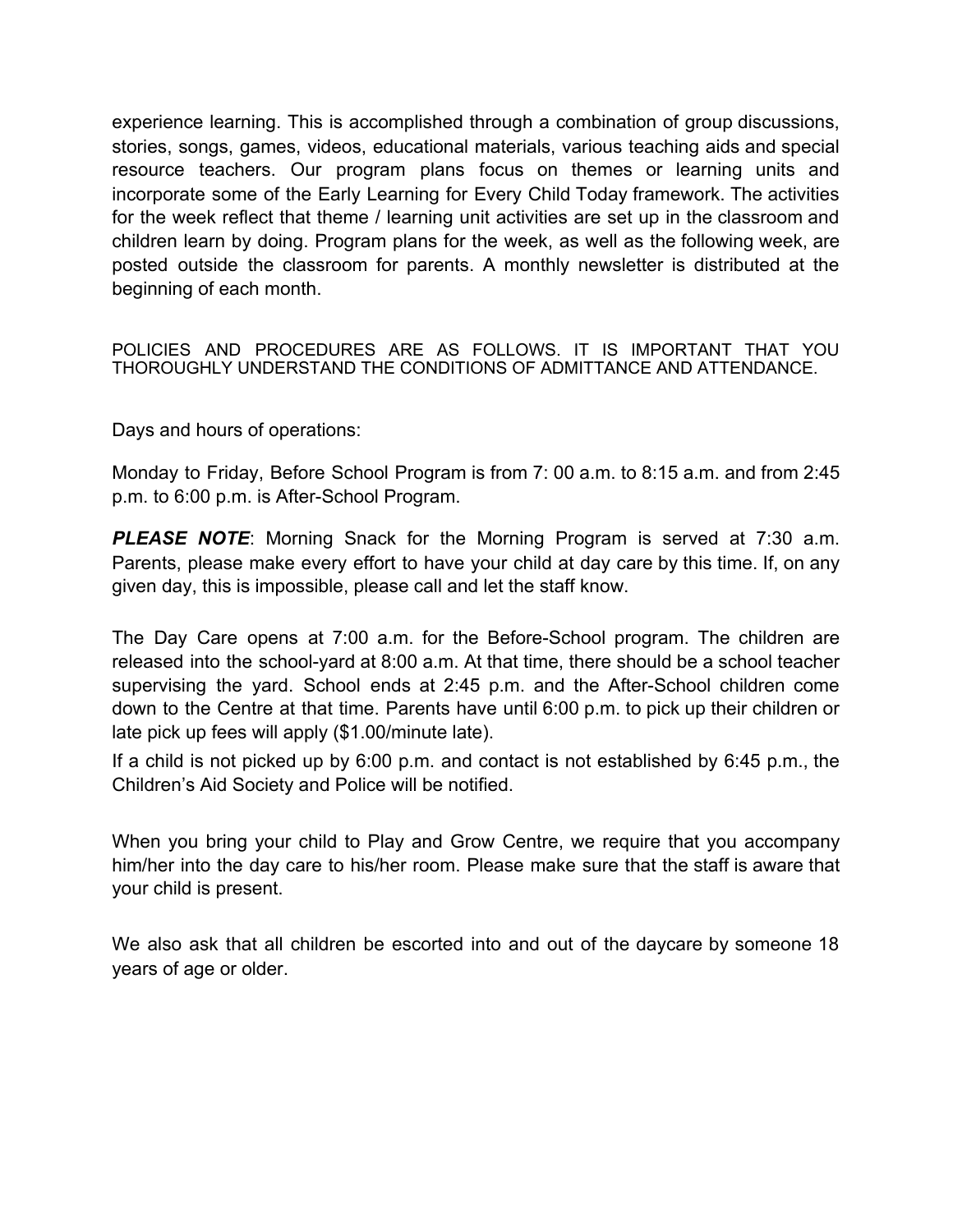experience learning. This is accomplished through a combination of group discussions, stories, songs, games, videos, educational materials, various teaching aids and special resource teachers. Our program plans focus on themes or learning units and incorporate some of the Early Learning for Every Child Today framework. The activities for the week reflect that theme / learning unit activities are set up in the classroom and children learn by doing. Program plans for the week, as well as the following week, are posted outside the classroom for parents. A monthly newsletter is distributed at the beginning of each month.

POLICIES AND PROCEDURES ARE AS FOLLOWS. IT IS IMPORTANT THAT YOU THOROUGHLY UNDERSTAND THE CONDITIONS OF ADMITTANCE AND ATTENDANCE.

Days and hours of operations:

Monday to Friday, Before School Program is from 7: 00 a.m. to 8:15 a.m. and from 2:45 p.m. to 6:00 p.m. is After-School Program.

***PLEASE NOTE***: Morning Snack for the Morning Program is served at 7:30 a.m. Parents, please make every effort to have your child at day care by this time. If, on any given day, this is impossible, please call and let the staff know.

The Day Care opens at 7:00 a.m. for the Before-School program. The children are released into the school-yard at 8:00 a.m. At that time, there should be a school teacher supervising the yard. School ends at 2:45 p.m. and the After-School children come down to the Centre at that time. Parents have until 6:00 p.m. to pick up their children or late pick up fees will apply ($1.00/minute late).

If a child is not picked up by 6:00 p.m. and contact is not established by 6:45 p.m., the Children's Aid Society and Police will be notified.

When you bring your child to Play and Grow Centre, we require that you accompany him/her into the day care to his/her room. Please make sure that the staff is aware that your child is present.

We also ask that all children be escorted into and out of the daycare by someone 18 years of age or older.